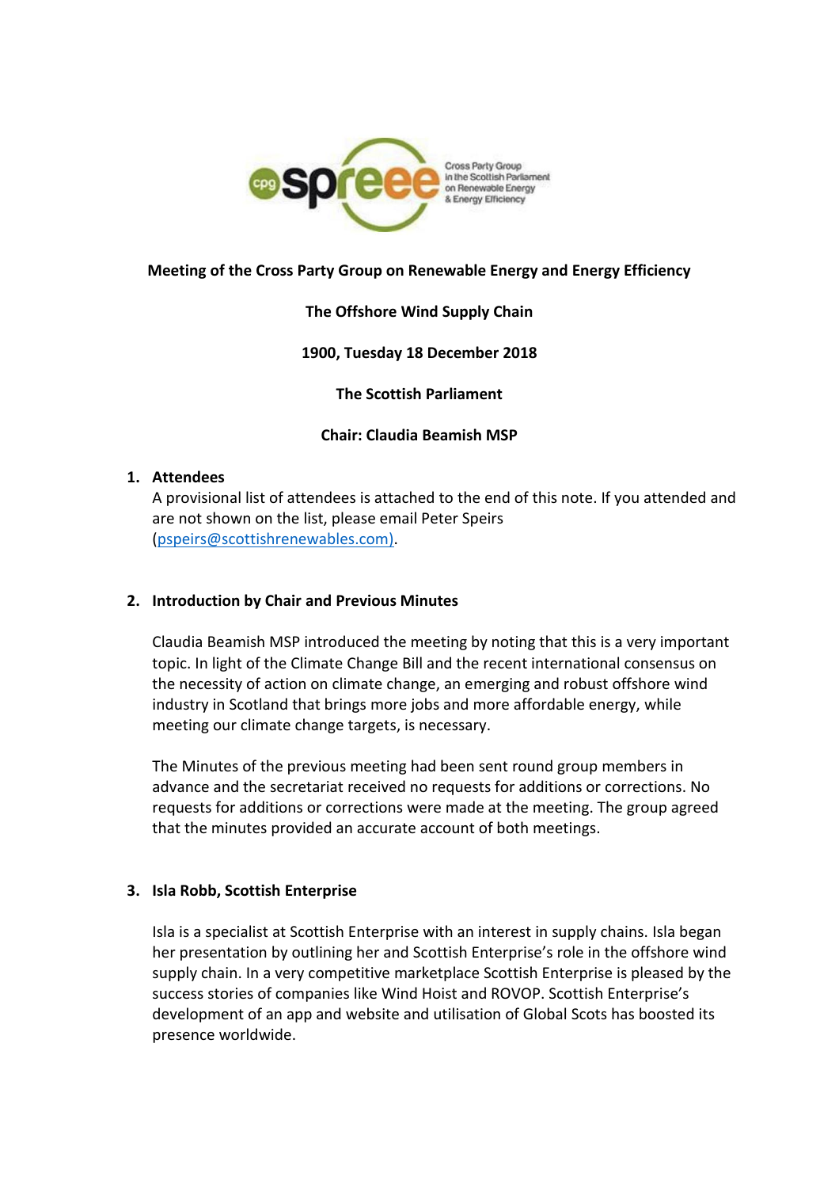**Meeting of the Cross Party Group on Renewable Energy and Energy Efficiency**

**The Offshore Wind Supply Chain**

**1900, Tuesday 18 December 2018**

**The Scottish Parliament**

**Chair: Claudia Beamish MSP**

1. **Attendees**

   A provisional list of attendees is attached to the end of this note. If you attended and are not shown on the list, please email Peter Speirs (pspeirs@scottishrenewables.com).

2. **Introduction by Chair and Previous Minutes**

   Claudia Beamish MSP introduced the meeting by noting that this is a very important topic. In light of the Climate Change Bill and the recent international consensus on the necessity of action on climate change, an emerging and robust offshore wind industry in Scotland that brings more jobs and more affordable energy, while meeting our climate change targets, is necessary.

   The Minutes of the previous meeting had been sent round group members in advance and the secretariat received no requests for additions or corrections. No requests for additions or corrections were made at the meeting. The group agreed that the minutes provided an accurate account of both meetings.

3. **Isla Robb, Scottish Enterprise**

   Isla is a specialist at Scottish Enterprise with an interest in supply chains. Isla began her presentation by outlining her and Scottish Enterprise's role in the offshore wind supply chain. In a very competitive marketplace Scottish Enterprise is pleased by the success stories of companies like Wind Hoist and ROVOP. Scottish Enterprise's development of an app and website and utilisation of Global Scots has boosted its presence worldwide.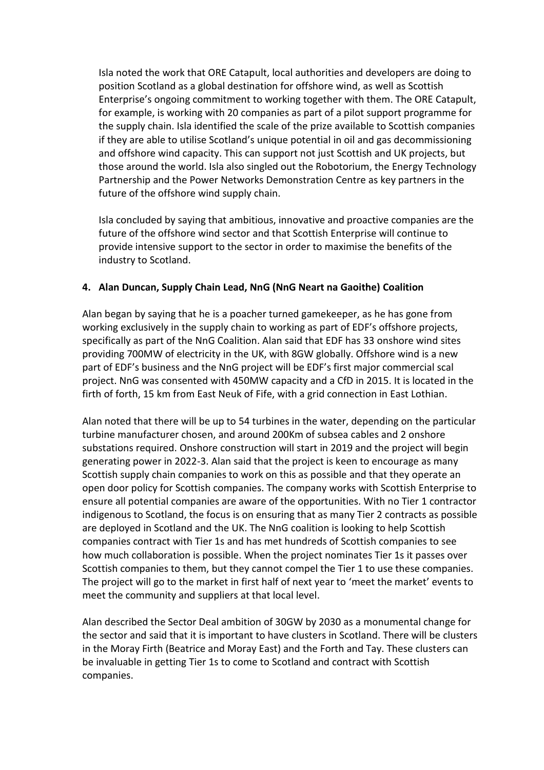Isla noted the work that ORE Catapult, local authorities and developers are doing to position Scotland as a global destination for offshore wind, as well as Scottish Enterprise's ongoing commitment to working together with them. The ORE Catapult, for example, is working with 20 companies as part of a pilot support programme for the supply chain. Isla identified the scale of the prize available to Scottish companies if they are able to utilise Scotland's unique potential in oil and gas decommissioning and offshore wind capacity. This can support not just Scottish and UK projects, but those around the world. Isla also singled out the Robotorium, the Energy Technology Partnership and the Power Networks Demonstration Centre as key partners in the future of the offshore wind supply chain.

Isla concluded by saying that ambitious, innovative and proactive companies are the future of the offshore wind sector and that Scottish Enterprise will continue to provide intensive support to the sector in order to maximise the benefits of the industry to Scotland.

**4. Alan Duncan, Supply Chain Lead, NnG (NnG Neart na Gaoithe) Coalition**

Alan began by saying that he is a poacher turned gamekeeper, as he has gone from working exclusively in the supply chain to working as part of EDF's offshore projects, specifically as part of the NnG Coalition. Alan said that EDF has 33 onshore wind sites providing 700MW of electricity in the UK, with 8GW globally. Offshore wind is a new part of EDF's business and the NnG project will be EDF's first major commercial scal project. NnG was consented with 450MW capacity and a CfD in 2015. It is located in the firth of forth, 15 km from East Neuk of Fife, with a grid connection in East Lothian.

Alan noted that there will be up to 54 turbines in the water, depending on the particular turbine manufacturer chosen, and around 200Km of subsea cables and 2 onshore substations required. Onshore construction will start in 2019 and the project will begin generating power in 2022-3. Alan said that the project is keen to encourage as many Scottish supply chain companies to work on this as possible and that they operate an open door policy for Scottish companies. The company works with Scottish Enterprise to ensure all potential companies are aware of the opportunities. With no Tier 1 contractor indigenous to Scotland, the focus is on ensuring that as many Tier 2 contracts as possible are deployed in Scotland and the UK. The NnG coalition is looking to help Scottish companies contract with Tier 1s and has met hundreds of Scottish companies to see how much collaboration is possible. When the project nominates Tier 1s it passes over Scottish companies to them, but they cannot compel the Tier 1 to use these companies. The project will go to the market in first half of next year to 'meet the market' events to meet the community and suppliers at that local level.

Alan described the Sector Deal ambition of 30GW by 2030 as a monumental change for the sector and said that it is important to have clusters in Scotland. There will be clusters in the Moray Firth (Beatrice and Moray East) and the Forth and Tay. These clusters can be invaluable in getting Tier 1s to come to Scotland and contract with Scottish companies.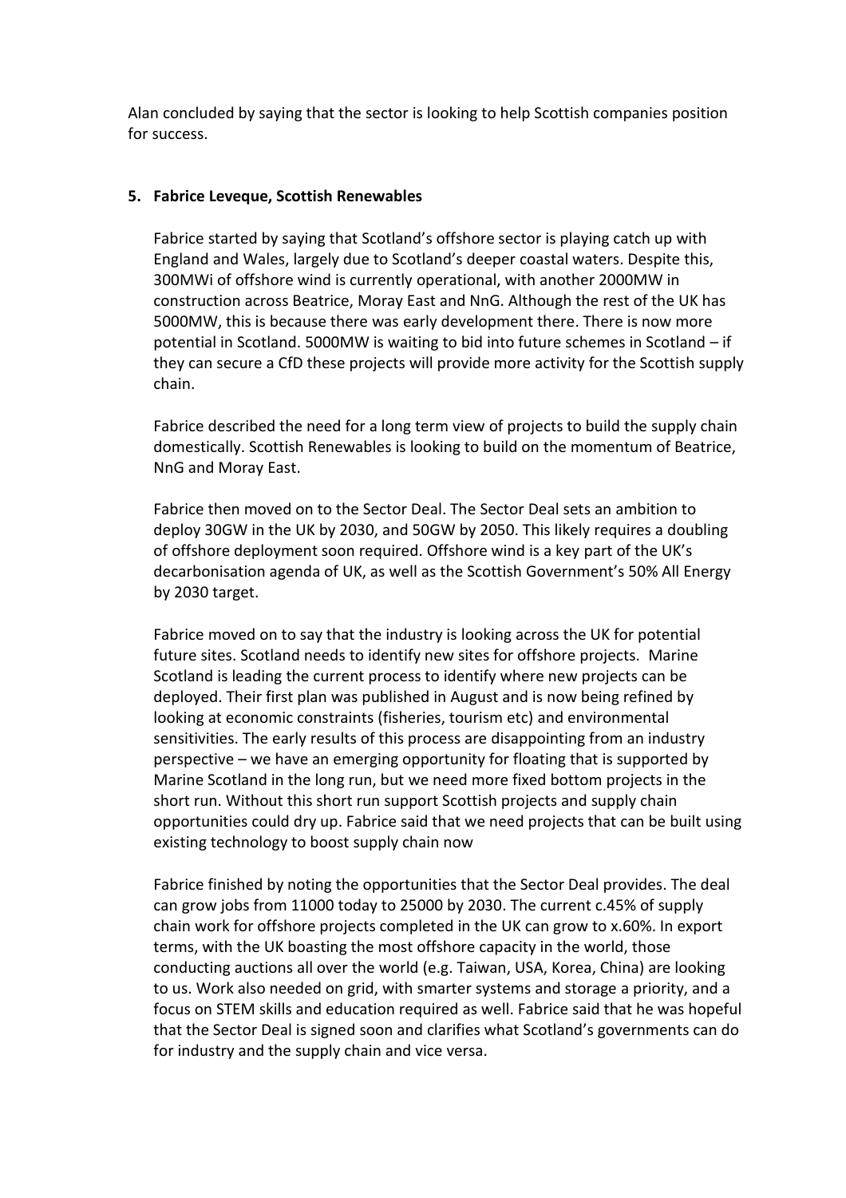Alan concluded by saying that the sector is looking to help Scottish companies position for success.

**5. Fabrice Leveque, Scottish Renewables**

Fabrice started by saying that Scotland's offshore sector is playing catch up with England and Wales, largely due to Scotland's deeper coastal waters. Despite this, 300MWi of offshore wind is currently operational, with another 2000MW in construction across Beatrice, Moray East and NnG. Although the rest of the UK has 5000MW, this is because there was early development there. There is now more potential in Scotland. 5000MW is waiting to bid into future schemes in Scotland – if they can secure a CfD these projects will provide more activity for the Scottish supply chain.

Fabrice described the need for a long term view of projects to build the supply chain domestically. Scottish Renewables is looking to build on the momentum of Beatrice, NnG and Moray East.

Fabrice then moved on to the Sector Deal. The Sector Deal sets an ambition to deploy 30GW in the UK by 2030, and 50GW by 2050. This likely requires a doubling of offshore deployment soon required. Offshore wind is a key part of the UK's decarbonisation agenda of UK, as well as the Scottish Government's 50% All Energy by 2030 target.

Fabrice moved on to say that the industry is looking across the UK for potential future sites. Scotland needs to identify new sites for offshore projects. Marine Scotland is leading the current process to identify where new projects can be deployed. Their first plan was published in August and is now being refined by looking at economic constraints (fisheries, tourism etc) and environmental sensitivities. The early results of this process are disappointing from an industry perspective – we have an emerging opportunity for floating that is supported by Marine Scotland in the long run, but we need more fixed bottom projects in the short run. Without this short run support Scottish projects and supply chain opportunities could dry up. Fabrice said that we need projects that can be built using existing technology to boost supply chain now

Fabrice finished by noting the opportunities that the Sector Deal provides. The deal can grow jobs from 11000 today to 25000 by 2030. The current c.45% of supply chain work for offshore projects completed in the UK can grow to x.60%. In export terms, with the UK boasting the most offshore capacity in the world, those conducting auctions all over the world (e.g. Taiwan, USA, Korea, China) are looking to us. Work also needed on grid, with smarter systems and storage a priority, and a focus on STEM skills and education required as well. Fabrice said that he was hopeful that the Sector Deal is signed soon and clarifies what Scotland's governments can do for industry and the supply chain and vice versa.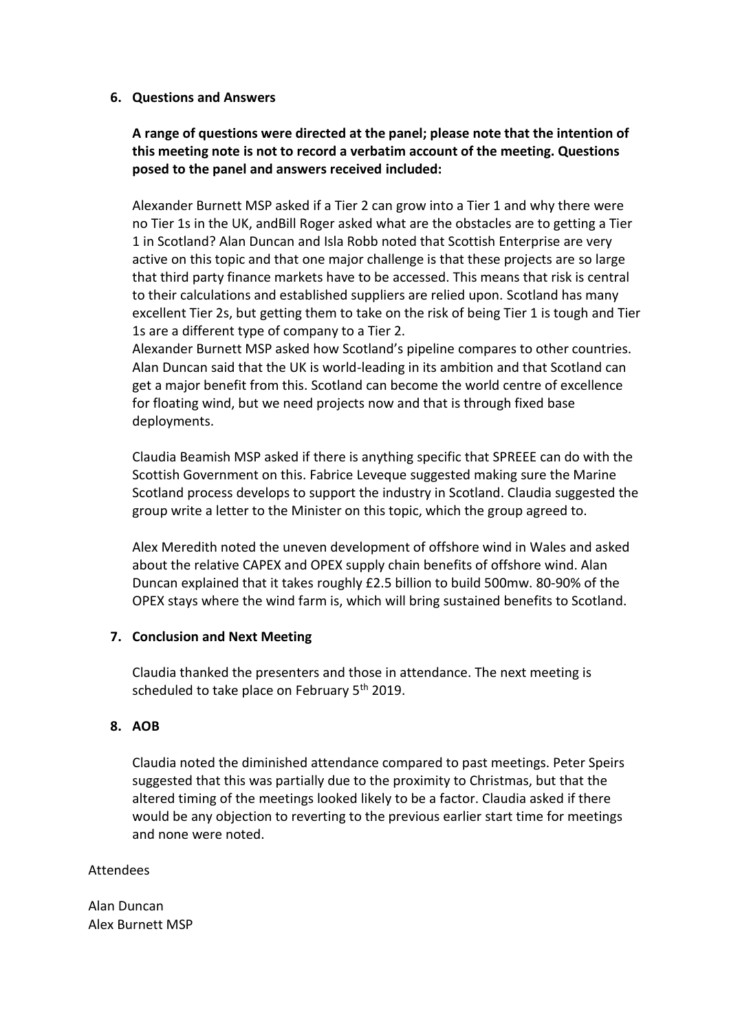6. **Questions and Answers**

   **A range of questions were directed at the panel; please note that the intention of this meeting note is not to record a verbatim account of the meeting. Questions posed to the panel and answers received included:**

   Alexander Burnett MSP asked if a Tier 2 can grow into a Tier 1 and why there were no Tier 1s in the UK, andBill Roger asked what are the obstacles are to getting a Tier 1 in Scotland? Alan Duncan and Isla Robb noted that Scottish Enterprise are very active on this topic and that one major challenge is that these projects are so large that third party finance markets have to be accessed. This means that risk is central to their calculations and established suppliers are relied upon. Scotland has many excellent Tier 2s, but getting them to take on the risk of being Tier 1 is tough and Tier 1s are a different type of company to a Tier 2.
   Alexander Burnett MSP asked how Scotland's pipeline compares to other countries. Alan Duncan said that the UK is world-leading in its ambition and that Scotland can get a major benefit from this. Scotland can become the world centre of excellence for floating wind, but we need projects now and that is through fixed base deployments.

   Claudia Beamish MSP asked if there is anything specific that SPREEE can do with the Scottish Government on this. Fabrice Leveque suggested making sure the Marine Scotland process develops to support the industry in Scotland. Claudia suggested the group write a letter to the Minister on this topic, which the group agreed to.

   Alex Meredith noted the uneven development of offshore wind in Wales and asked about the relative CAPEX and OPEX supply chain benefits of offshore wind. Alan Duncan explained that it takes roughly £2.5 billion to build 500mw. 80-90% of the OPEX stays where the wind farm is, which will bring sustained benefits to Scotland.

7. **Conclusion and Next Meeting**

   Claudia thanked the presenters and those in attendance. The next meeting is scheduled to take place on February 5th 2019.

8. **AOB**

   Claudia noted the diminished attendance compared to past meetings. Peter Speirs suggested that this was partially due to the proximity to Christmas, but that the altered timing of the meetings looked likely to be a factor. Claudia asked if there would be any objection to reverting to the previous earlier start time for meetings and none were noted.

Attendees

Alan Duncan
Alex Burnett MSP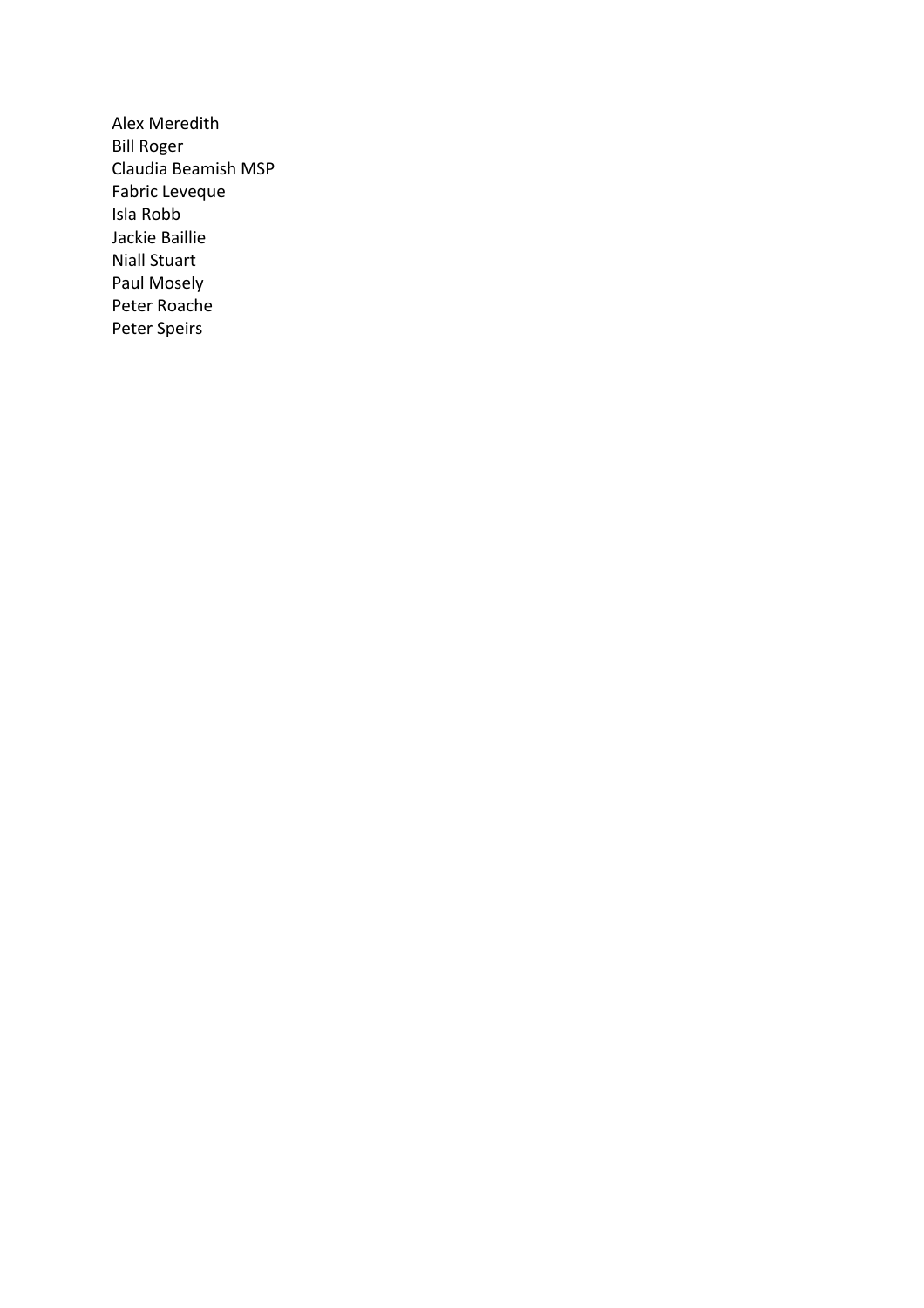Alex Meredith
Bill Roger
Claudia Beamish MSP
Fabric Leveque
Isla Robb
Jackie Baillie
Niall Stuart
Paul Mosely
Peter Roache
Peter Speirs